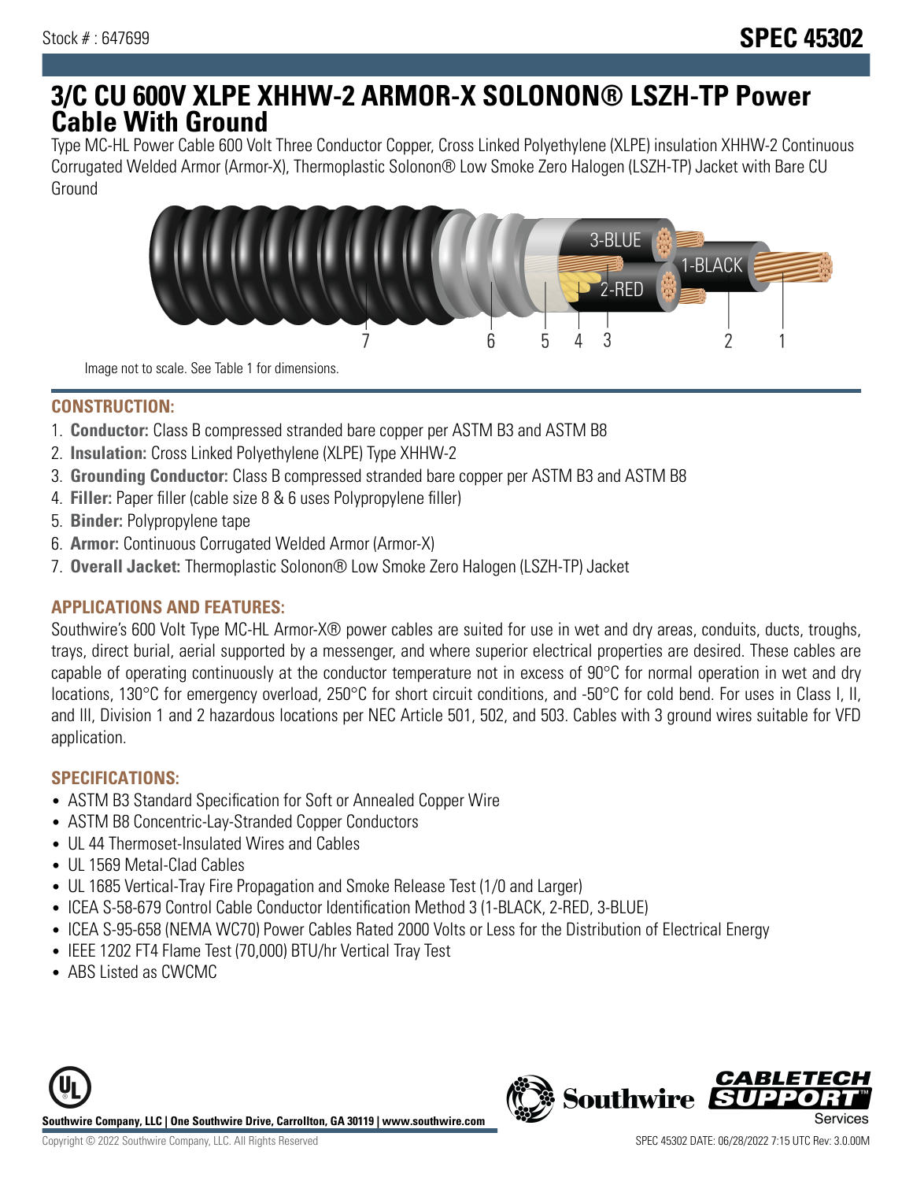Stock # : 647699

# SPEC 45302

# 3/C CU 600V XLPE XHHW-2 ARMOR-X SOLONON® LSZH-TP Power Cable With Ground

Type MC-HL Power Cable 600 Volt Three Conductor Copper, Cross Linked Polyethylene (XLPE) insulation XHHW-2 Continuous Corrugated Welded Armor (Armor-X), Thermoplastic Solonon® Low Smoke Zero Halogen (LSZH-TP) Jacket with Bare CU Ground

Image not to scale. See Table 1 for dimensions.

## CONSTRUCTION:

1. **Conductor:** Class B compressed stranded bare copper per ASTM B3 and ASTM B8
2. **Insulation:** Cross Linked Polyethylene (XLPE) Type XHHW-2
3. **Grounding Conductor:** Class B compressed stranded bare copper per ASTM B3 and ASTM B8
4. **Filler:** Paper filler (cable size 8 & 6 uses Polypropylene filler)
5. **Binder:** Polypropylene tape
6. **Armor:** Continuous Corrugated Welded Armor (Armor-X)
7. **Overall Jacket:** Thermoplastic Solonon® Low Smoke Zero Halogen (LSZH-TP) Jacket

## APPLICATIONS AND FEATURES:

Southwire's 600 Volt Type MC-HL Armor-X® power cables are suited for use in wet and dry areas, conduits, ducts, troughs, trays, direct burial, aerial supported by a messenger, and where superior electrical properties are desired. These cables are capable of operating continuously at the conductor temperature not in excess of 90°C for normal operation in wet and dry locations, 130°C for emergency overload, 250°C for short circuit conditions, and -50°C for cold bend. For uses in Class I, II, and III, Division 1 and 2 hazardous locations per NEC Article 501, 502, and 503. Cables with 3 ground wires suitable for VFD application.

## SPECIFICATIONS:

- ASTM B3 Standard Specification for Soft or Annealed Copper Wire
- ASTM B8 Concentric-Lay-Stranded Copper Conductors
- UL 44 Thermoset-Insulated Wires and Cables
- UL 1569 Metal-Clad Cables
- UL 1685 Vertical-Tray Fire Propagation and Smoke Release Test (1/0 and Larger)
- ICEA S-58-679 Control Cable Conductor Identification Method 3 (1-BLACK, 2-RED, 3-BLUE)
- ICEA S-95-658 (NEMA WC70) Power Cables Rated 2000 Volts or Less for the Distribution of Electrical Energy
- IEEE 1202 FT4 Flame Test (70,000) BTU/hr Vertical Tray Test
- ABS Listed as CWCMC

Southwire Company, LLC | One Southwire Drive, Carrollton, GA 30119 | www.southwire.com

Copyright © 2022 Southwire Company, LLC. All Rights Reserved

SPEC 45302 DATE: 06/28/2022 7:15 UTC Rev: 3.0.00M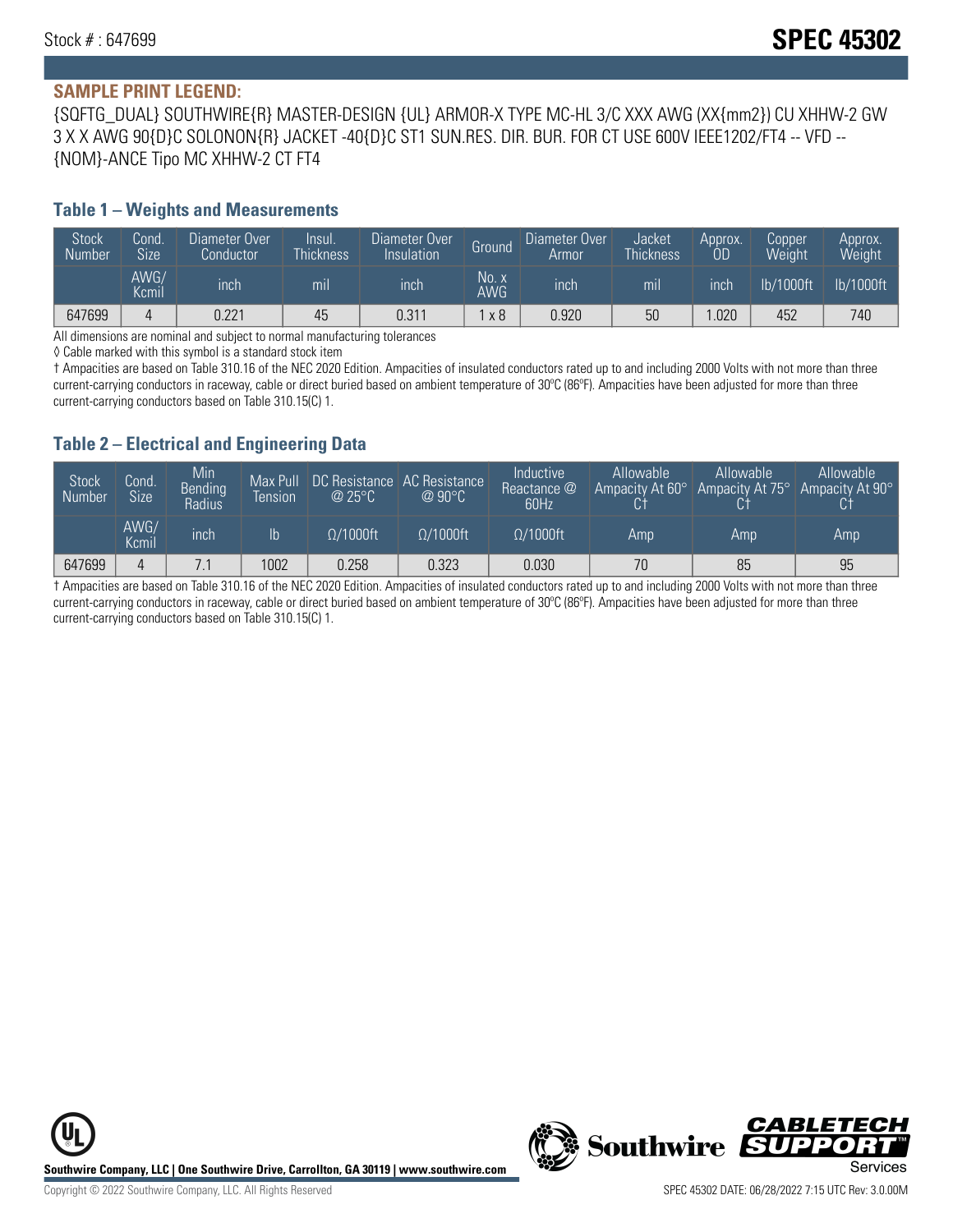Stock # : 647699

# SPEC 45302

**SAMPLE PRINT LEGEND:**

{SQFTG_DUAL} SOUTHWIRE{R} MASTER-DESIGN {UL} ARMOR-X TYPE MC-HL 3/C XXX AWG (XX{mm2}) CU XHHW-2 GW 3 X X AWG 90{D}C SOLONON{R} JACKET -40{D}C ST1 SUN.RES. DIR. BUR. FOR CT USE 600V IEEE1202/FT4 -- VFD -- {NOM}-ANCE Tipo MC XHHW-2 CT FT4

## Table 1 – Weights and Measurements

| Stock Number | Cond. Size | Diameter Over Conductor | Insul. Thickness | Diameter Over Insulation | Ground | Diameter Over Armor | Jacket Thickness | Approx. OD | Copper Weight | Approx. Weight |
|---|---|---|---|---|---|---|---|---|---|---|
| | AWG/ Kcmil | inch | mil | inch | No. x AWG | inch | mil | inch | lb/1000ft | lb/1000ft |
| 647699 | 4 | 0.221 | 45 | 0.311 | 1 x 8 | 0.920 | 50 | 1.020 | 452 | 740 |

All dimensions are nominal and subject to normal manufacturing tolerances

◊ Cable marked with this symbol is a standard stock item

† Ampacities are based on Table 310.16 of the NEC 2020 Edition. Ampacities of insulated conductors rated up to and including 2000 Volts with not more than three current-carrying conductors in raceway, cable or direct buried based on ambient temperature of 30ºC (86ºF). Ampacities have been adjusted for more than three current-carrying conductors based on Table 310.15(C) 1.

## Table 2 – Electrical and Engineering Data

| Stock Number | Cond. Size | Min Bending Radius | Max Pull Tension | DC Resistance @ 25°C | AC Resistance @ 90°C | Inductive Reactance @ 60Hz | Allowable Ampacity At 60° C† | Allowable Ampacity At 75° C† | Allowable Ampacity At 90° C† |
|---|---|---|---|---|---|---|---|---|---|
| | AWG/ Kcmil | inch | lb | Ω/1000ft | Ω/1000ft | Ω/1000ft | Amp | Amp | Amp |
| 647699 | 4 | 7.1 | 1002 | 0.258 | 0.323 | 0.030 | 70 | 85 | 95 |

† Ampacities are based on Table 310.16 of the NEC 2020 Edition. Ampacities of insulated conductors rated up to and including 2000 Volts with not more than three current-carrying conductors in raceway, cable or direct buried based on ambient temperature of 30ºC (86ºF). Ampacities have been adjusted for more than three current-carrying conductors based on Table 310.15(C) 1.

**Southwire Company, LLC | One Southwire Drive, Carrollton, GA 30119 | www.southwire.com**

Copyright © 2022 Southwire Company, LLC. All Rights Reserved

SPEC 45302 DATE: 06/28/2022 7:15 UTC Rev: 3.0.00M